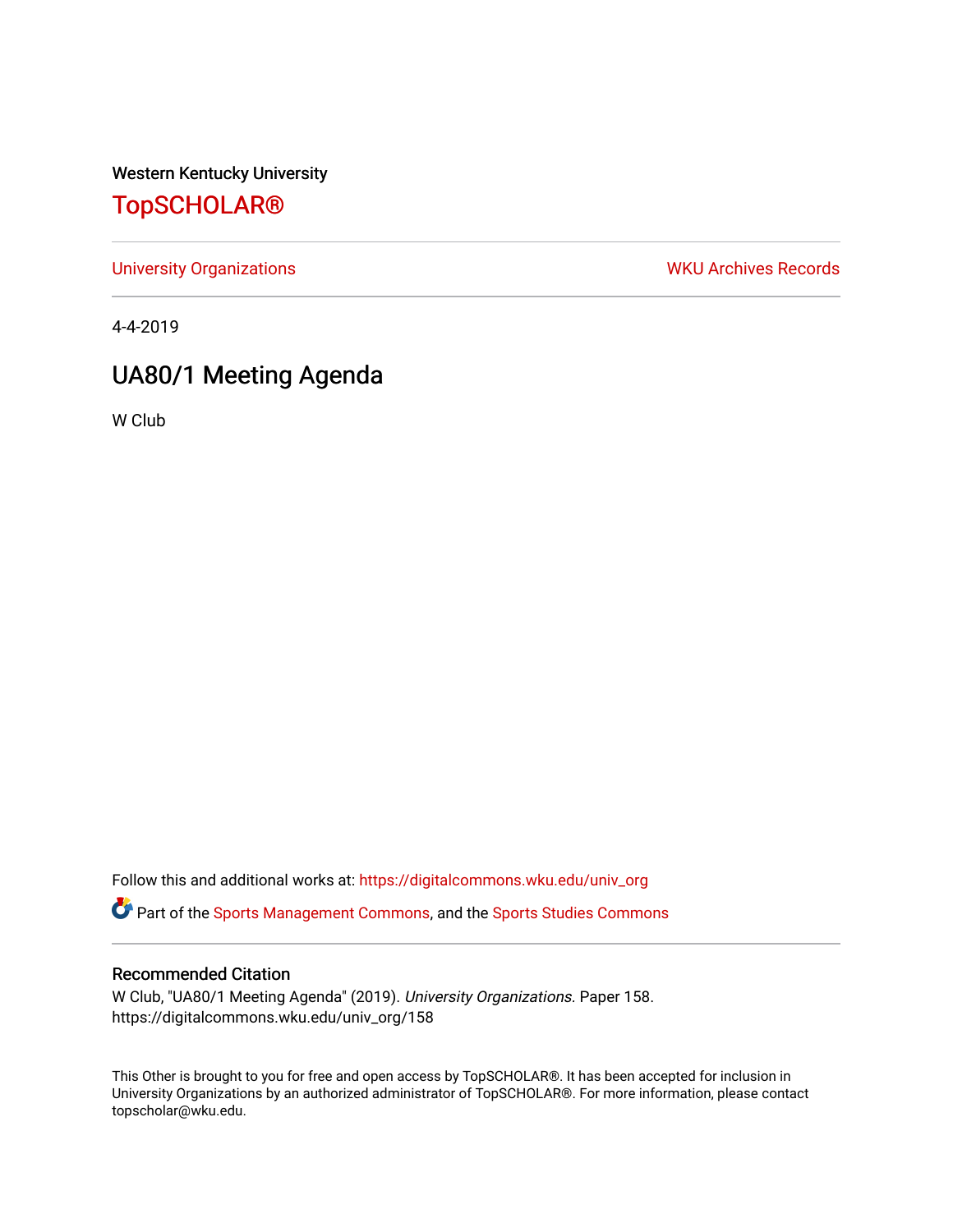Western Kentucky University

# TopSCHOLAR®

University Organizations | WKU Archives Records

4-4-2019

## UA80/1 Meeting Agenda

W Club

Follow this and additional works at: https://digitalcommons.wku.edu/univ_org

Part of the Sports Management Commons, and the Sports Studies Commons

### Recommended Citation

W Club, "UA80/1 Meeting Agenda" (2019). *University Organizations.* Paper 158.
https://digitalcommons.wku.edu/univ_org/158

This Other is brought to you for free and open access by TopSCHOLAR®. It has been accepted for inclusion in University Organizations by an authorized administrator of TopSCHOLAR®. For more information, please contact topscholar@wku.edu.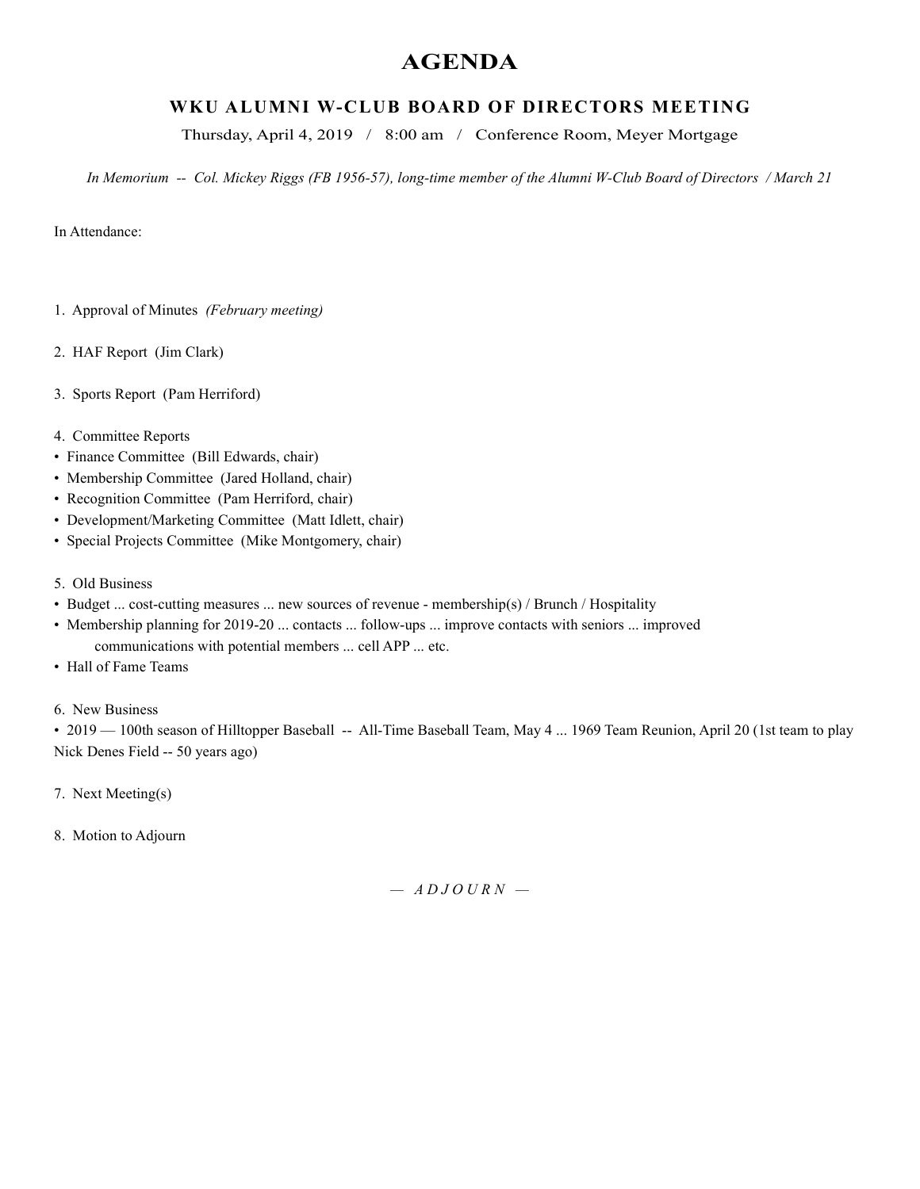# AGENDA

## WKU ALUMNI W-CLUB BOARD OF DIRECTORS MEETING

Thursday, April 4, 2019 / 8:00 am / Conference Room, Meyer Mortgage

*In Memorium -- Col. Mickey Riggs (FB 1956-57), long-time member of the Alumni W-Club Board of Directors / March 21*

In Attendance:

1. Approval of Minutes *(February meeting)*

2. HAF Report (Jim Clark)

3. Sports Report (Pam Herriford)

4. Committee Reports
- Finance Committee (Bill Edwards, chair)
- Membership Committee (Jared Holland, chair)
- Recognition Committee (Pam Herriford, chair)
- Development/Marketing Committee (Matt Idlett, chair)
- Special Projects Committee (Mike Montgomery, chair)

5. Old Business
- Budget ... cost-cutting measures ... new sources of revenue - membership(s) / Brunch / Hospitality
- Membership planning for 2019-20 ... contacts ... follow-ups ... improve contacts with seniors ... improved communications with potential members ... cell APP ... etc.
- Hall of Fame Teams

6. New Business
- 2019 — 100th season of Hilltopper Baseball -- All-Time Baseball Team, May 4 ... 1969 Team Reunion, April 20 (1st team to play Nick Denes Field -- 50 years ago)

7. Next Meeting(s)

8. Motion to Adjourn

*— ADJOURN —*